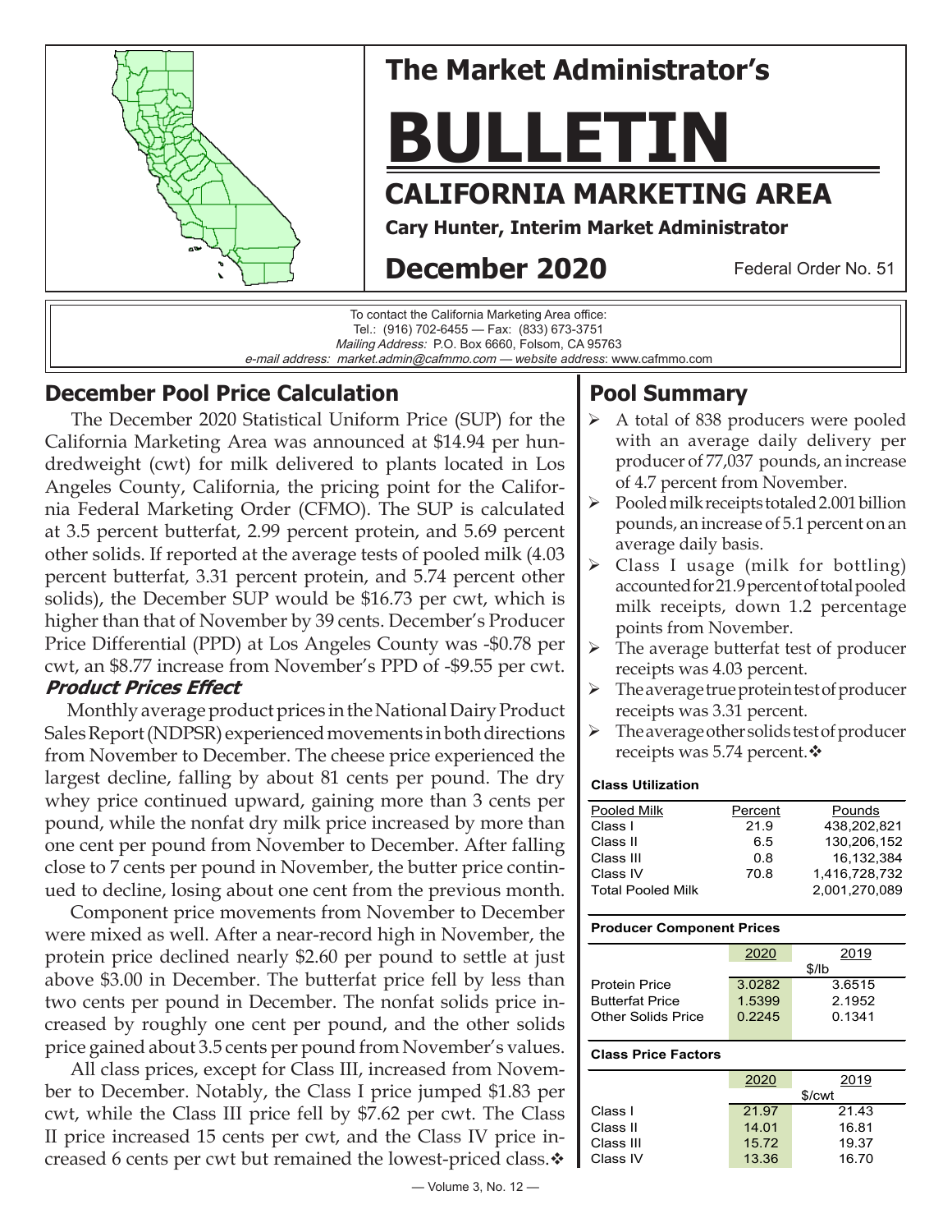# The Market Administrator's

# BULLETIN

## CALIFORNIA MARKETING AREA

**Cary Hunter, Interim Market Administrator**

**December 2020** — Federal Order No. 51

To contact the California Marketing Area office:
Tel.: (916) 702-6455 — Fax: (833) 673-3751
*Mailing Address:* P.O. Box 6660, Folsom, CA 95763
*e-mail address: market.admin@cafmmo.com* — *website address*: www.cafmmo.com

## December Pool Price Calculation

The December 2020 Statistical Uniform Price (SUP) for the California Marketing Area was announced at $14.94 per hundredweight (cwt) for milk delivered to plants located in Los Angeles County, California, the pricing point for the California Federal Marketing Order (CFMO). The SUP is calculated at 3.5 percent butterfat, 2.99 percent protein, and 5.69 percent other solids. If reported at the average tests of pooled milk (4.03 percent butterfat, 3.31 percent protein, and 5.74 percent other solids), the December SUP would be $16.73 per cwt, which is higher than that of November by 39 cents. December's Producer Price Differential (PPD) at Los Angeles County was -$0.78 per cwt, an $8.77 increase from November's PPD of -$9.55 per cwt.

### *Product Prices Effect*

Monthly average product prices in the National Dairy Product Sales Report (NDPSR) experienced movements in both directions from November to December. The cheese price experienced the largest decline, falling by about 81 cents per pound. The dry whey price continued upward, gaining more than 3 cents per pound, while the nonfat dry milk price increased by more than one cent per pound from November to December. After falling close to 7 cents per pound in November, the butter price continued to decline, losing about one cent from the previous month.

Component price movements from November to December were mixed as well. After a near-record high in November, the protein price declined nearly $2.60 per pound to settle at just above $3.00 in December. The butterfat price fell by less than two cents per pound in December. The nonfat solids price increased by roughly one cent per pound, and the other solids price gained about 3.5 cents per pound from November's values.

All class prices, except for Class III, increased from November to December. Notably, the Class I price jumped $1.83 per cwt, while the Class III price fell by $7.62 per cwt. The Class II price increased 15 cents per cwt, and the Class IV price increased 6 cents per cwt but remained the lowest-priced class.❖

## Pool Summary

- A total of 838 producers were pooled with an average daily delivery per producer of 77,037 pounds, an increase of 4.7 percent from November.
- Pooled milk receipts totaled 2.001 billion pounds, an increase of 5.1 percent on an average daily basis.
- Class I usage (milk for bottling) accounted for 21.9 percent of total pooled milk receipts, down 1.2 percentage points from November.
- The average butterfat test of producer receipts was 4.03 percent.
- The average true protein test of producer receipts was 3.31 percent.
- The average other solids test of producer receipts was 5.74 percent.❖

**Class Utilization**

| Pooled Milk | Percent | Pounds |
|---|---|---|
| Class I | 21.9 | 438,202,821 |
| Class II | 6.5 | 130,206,152 |
| Class III | 0.8 | 16,132,384 |
| Class IV | 70.8 | 1,416,728,732 |
| Total Pooled Milk | | 2,001,270,089 |

**Producer Component Prices**

| | 2020 | 2019 |
|---|---|---|
| | $/lb | |
| Protein Price | 3.0282 | 3.6515 |
| Butterfat Price | 1.5399 | 2.1952 |
| Other Solids Price | 0.2245 | 0.1341 |

**Class Price Factors**

| | 2020 | 2019 |
|---|---|---|
| | $/cwt | |
| Class I | 21.97 | 21.43 |
| Class II | 14.01 | 16.81 |
| Class III | 15.72 | 19.37 |
| Class IV | 13.36 | 16.70 |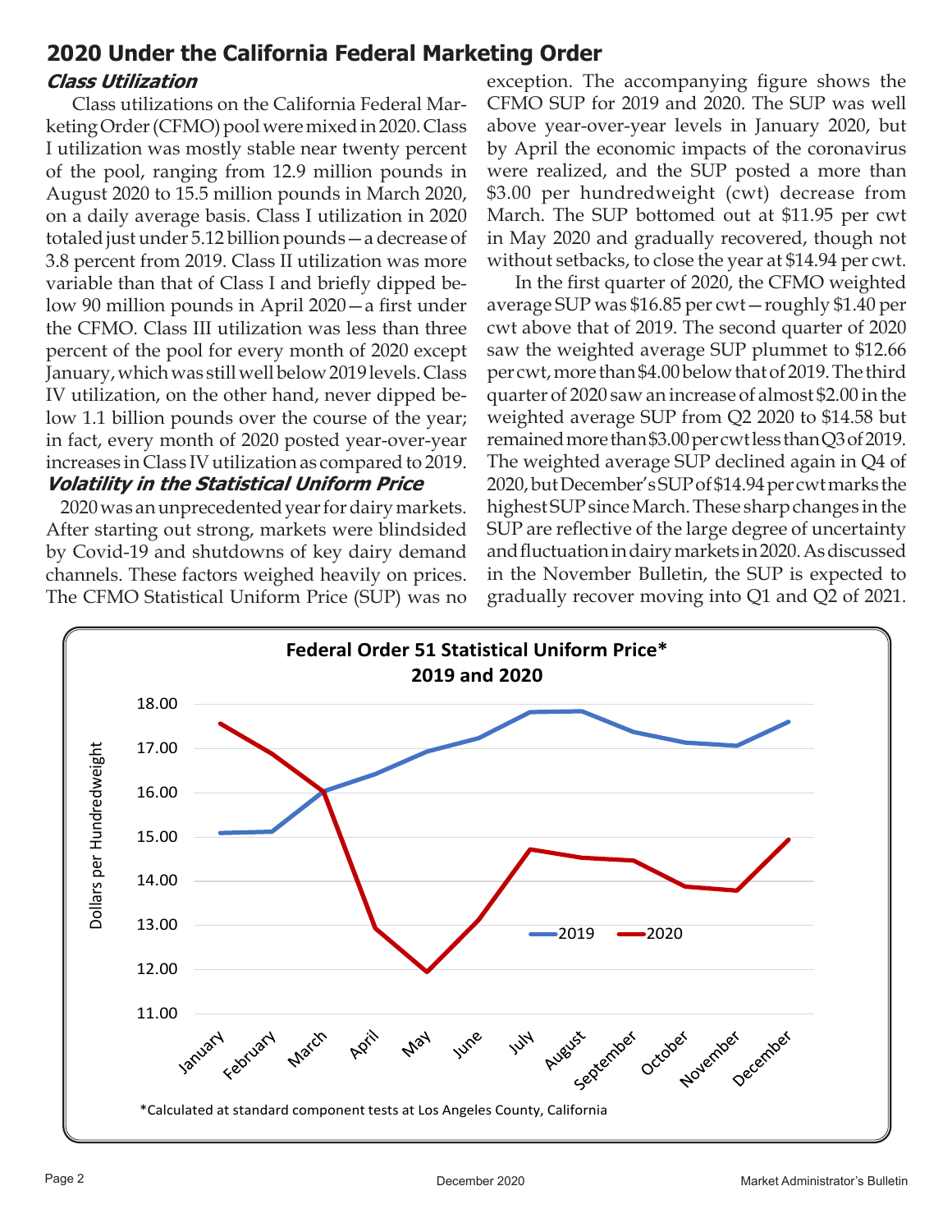## 2020 Under the California Federal Marketing Order

### *Class Utilization*

Class utilizations on the California Federal Marketing Order (CFMO) pool were mixed in 2020. Class I utilization was mostly stable near twenty percent of the pool, ranging from 12.9 million pounds in August 2020 to 15.5 million pounds in March 2020, on a daily average basis. Class I utilization in 2020 totaled just under 5.12 billion pounds—a decrease of 3.8 percent from 2019. Class II utilization was more variable than that of Class I and briefly dipped below 90 million pounds in April 2020—a first under the CFMO. Class III utilization was less than three percent of the pool for every month of 2020 except January, which was still well below 2019 levels. Class IV utilization, on the other hand, never dipped below 1.1 billion pounds over the course of the year; in fact, every month of 2020 posted year-over-year increases in Class IV utilization as compared to 2019.

### *Volatility in the Statistical Uniform Price*

2020 was an unprecedented year for dairy markets. After starting out strong, markets were blindsided by Covid-19 and shutdowns of key dairy demand channels. These factors weighed heavily on prices. The CFMO Statistical Uniform Price (SUP) was no exception. The accompanying figure shows the CFMO SUP for 2019 and 2020. The SUP was well above year-over-year levels in January 2020, but by April the economic impacts of the coronavirus were realized, and the SUP posted a more than $3.00 per hundredweight (cwt) decrease from March. The SUP bottomed out at $11.95 per cwt in May 2020 and gradually recovered, though not without setbacks, to close the year at $14.94 per cwt.

In the first quarter of 2020, the CFMO weighted average SUP was $16.85 per cwt—roughly $1.40 per cwt above that of 2019. The second quarter of 2020 saw the weighted average SUP plummet to $12.66 per cwt, more than $4.00 below that of 2019. The third quarter of 2020 saw an increase of almost $2.00 in the weighted average SUP from Q2 2020 to $14.58 but remained more than $3.00 per cwt less than Q3 of 2019. The weighted average SUP declined again in Q4 of 2020, but December's SUP of $14.94 per cwt marks the highest SUP since March. These sharp changes in the SUP are reflective of the large degree of uncertainty and fluctuation in dairy markets in 2020. As discussed in the November Bulletin, the SUP is expected to gradually recover moving into Q1 and Q2 of 2021.

**Federal Order 51 Statistical Uniform Price\***
**2019 and 2020**

\*Calculated at standard component tests at Los Angeles County, California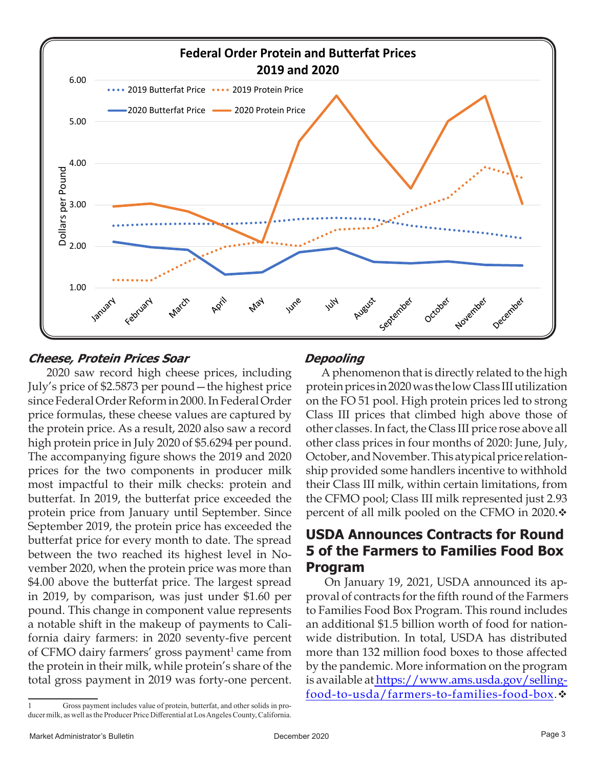**Federal Order Protein and Butterfat Prices 2019 and 2020**

### *Cheese, Protein Prices Soar*

2020 saw record high cheese prices, including July's price of $2.5873 per pound—the highest price since Federal Order Reform in 2000. In Federal Order price formulas, these cheese values are captured by the protein price. As a result, 2020 also saw a record high protein price in July 2020 of $5.6294 per pound. The accompanying figure shows the 2019 and 2020 prices for the two components in producer milk most impactful to their milk checks: protein and butterfat. In 2019, the butterfat price exceeded the protein price from January until September. Since September 2019, the protein price has exceeded the butterfat price for every month to date. The spread between the two reached its highest level in November 2020, when the protein price was more than $4.00 above the butterfat price. The largest spread in 2019, by comparison, was just under $1.60 per pound. This change in component value represents a notable shift in the makeup of payments to California dairy farmers: in 2020 seventy-five percent of CFMO dairy farmers' gross payment[1] came from the protein in their milk, while protein's share of the total gross payment in 2019 was forty-one percent.

[1] Gross payment includes value of protein, butterfat, and other solids in producer milk, as well as the Producer Price Differential at Los Angeles County, California.

### *Depooling*

A phenomenon that is directly related to the high protein prices in 2020 was the low Class III utilization on the FO 51 pool. High protein prices led to strong Class III prices that climbed high above those of other classes. In fact, the Class III price rose above all other class prices in four months of 2020: June, July, October, and November. This atypical price relationship provided some handlers incentive to withhold their Class III milk, within certain limitations, from the CFMO pool; Class III milk represented just 2.93 percent of all milk pooled on the CFMO in 2020.❖

## USDA Announces Contracts for Round 5 of the Farmers to Families Food Box Program

On January 19, 2021, USDA announced its approval of contracts for the fifth round of the Farmers to Families Food Box Program. This round includes an additional $1.5 billion worth of food for nationwide distribution. In total, USDA has distributed more than 132 million food boxes to those affected by the pandemic. More information on the program is available at https://www.ams.usda.gov/selling-food-to-usda/farmers-to-families-food-box.❖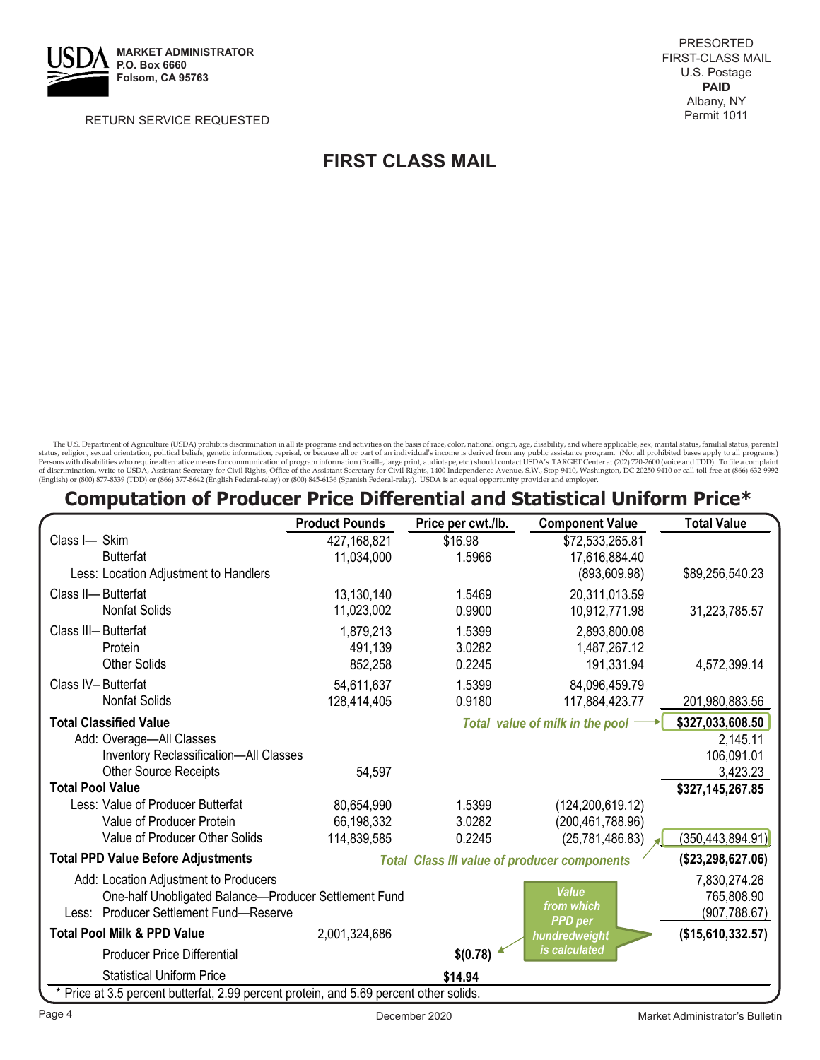**MARKET ADMINISTRATOR**
**P.O. Box 6660**
**Folsom, CA 95763**

RETURN SERVICE REQUESTED

PRESORTED
FIRST-CLASS MAIL
U.S. Postage
**PAID**
Albany, NY
Permit 1011

## FIRST CLASS MAIL

The U.S. Department of Agriculture (USDA) prohibits discrimination in all its programs and activities on the basis of race, color, national origin, age, disability, and where applicable, sex, marital status, familial status, parental status, religion, sexual orientation, political beliefs, genetic information, reprisal, or because all or part of an individual's income is derived from any public assistance program. (Not all prohibited bases apply to all programs.) Persons with disabilities who require alternative means for communication of program information (Braille, large print, audiotape, etc.) should contact USDA's TARGET Center at (202) 720-2600 (voice and TDD). To file a complaint of discrimination, write to USDA, Assistant Secretary for Civil Rights, Office of the Assistant Secretary for Civil Rights, 1400 Independence Avenue, S.W., Stop 9410, Washington, DC 20250-9410 or call toll-free at (866) 632-9992 (English) or (800) 877-8339 (TDD) or (866) 377-8642 (English Federal-relay) or (800) 845-6136 (Spanish Federal-relay). USDA is an equal opportunity provider and employer.

## Computation of Producer Price Differential and Statistical Uniform Price*

| | Product Pounds | Price per cwt./lb. | Component Value | Total Value |
|---|---|---|---|---|
| Class I— Skim | 427,168,821 | $16.98 | $72,533,265.81 | |
| Butterfat | 11,034,000 | 1.5966 | 17,616,884.40 | |
| Less: Location Adjustment to Handlers | | | (893,609.98) | $89,256,540.23 |
| Class II— Butterfat | 13,130,140 | 1.5469 | 20,311,013.59 | |
| Nonfat Solids | 11,023,002 | 0.9900 | 10,912,771.98 | 31,223,785.57 |
| Class III— Butterfat | 1,879,213 | 1.5399 | 2,893,800.08 | |
| Protein | 491,139 | 3.0282 | 1,487,267.12 | |
| Other Solids | 852,258 | 0.2245 | 191,331.94 | 4,572,399.14 |
| Class IV— Butterfat | 54,611,637 | 1.5399 | 84,096,459.79 | |
| Nonfat Solids | 128,414,405 | 0.9180 | 117,884,423.77 | 201,980,883.56 |
| **Total Classified Value** | | | *Total value of milk in the pool* | **$327,033,608.50** |
| Add: Overage—All Classes | | | | 2,145.11 |
| Inventory Reclassification—All Classes | | | | 106,091.01 |
| Other Source Receipts | 54,597 | | | 3,423.23 |
| **Total Pool Value** | | | | **$327,145,267.85** |
| Less: Value of Producer Butterfat | 80,654,990 | 1.5399 | (124,200,619.12) | |
| Value of Producer Protein | 66,198,332 | 3.0282 | (200,461,788.96) | |
| Value of Producer Other Solids | 114,839,585 | 0.2245 | (25,781,486.83) | (350,443,894.91) |
| **Total PPD Value Before Adjustments** | | *Total Class III value of producer components* | | **($23,298,627.06)** |
| Add: Location Adjustment to Producers | | | | 7,830,274.26 |
| One-half Unobligated Balance—Producer Settlement Fund | | | | 765,808.90 |
| Less: Producer Settlement Fund—Reserve | | | | (907,788.67) |
| **Total Pool Milk & PPD Value** | 2,001,324,686 | | *Value from which PPD per hundredweight is calculated* | **($15,610,332.57)** |
| Producer Price Differential | | **$(0.78)** | | |
| Statistical Uniform Price | | **$14.94** | | |

\* Price at 3.5 percent butterfat, 2.99 percent protein, and 5.69 percent other solids.